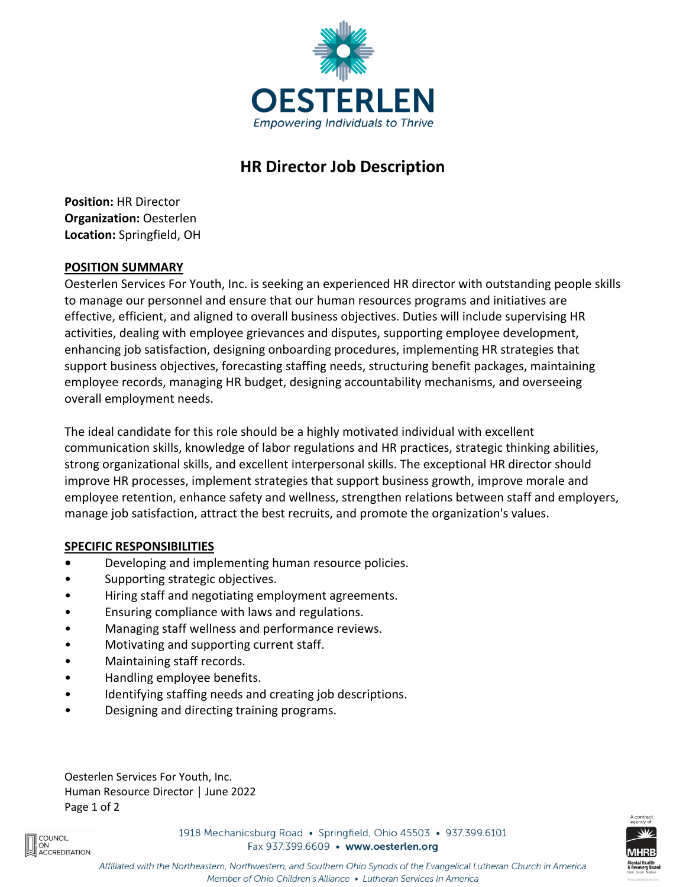# HR Director Job Description

**Position:** HR Director
**Organization:** Oesterlen
**Location:** Springfield, OH

## POSITION SUMMARY

Oesterlen Services For Youth, Inc. is seeking an experienced HR director with outstanding people skills to manage our personnel and ensure that our human resources programs and initiatives are effective, efficient, and aligned to overall business objectives. Duties will include supervising HR activities, dealing with employee grievances and disputes, supporting employee development, enhancing job satisfaction, designing onboarding procedures, implementing HR strategies that support business objectives, forecasting staffing needs, structuring benefit packages, maintaining employee records, managing HR budget, designing accountability mechanisms, and overseeing overall employment needs.

The ideal candidate for this role should be a highly motivated individual with excellent communication skills, knowledge of labor regulations and HR practices, strategic thinking abilities, strong organizational skills, and excellent interpersonal skills. The exceptional HR director should improve HR processes, implement strategies that support business growth, improve morale and employee retention, enhance safety and wellness, strengthen relations between staff and employers, manage job satisfaction, attract the best recruits, and promote the organization's values.

## SPECIFIC RESPONSIBILITIES

- Developing and implementing human resource policies.
- Supporting strategic objectives.
- Hiring staff and negotiating employment agreements.
- Ensuring compliance with laws and regulations.
- Managing staff wellness and performance reviews.
- Motivating and supporting current staff.
- Maintaining staff records.
- Handling employee benefits.
- Identifying staffing needs and creating job descriptions.
- Designing and directing training programs.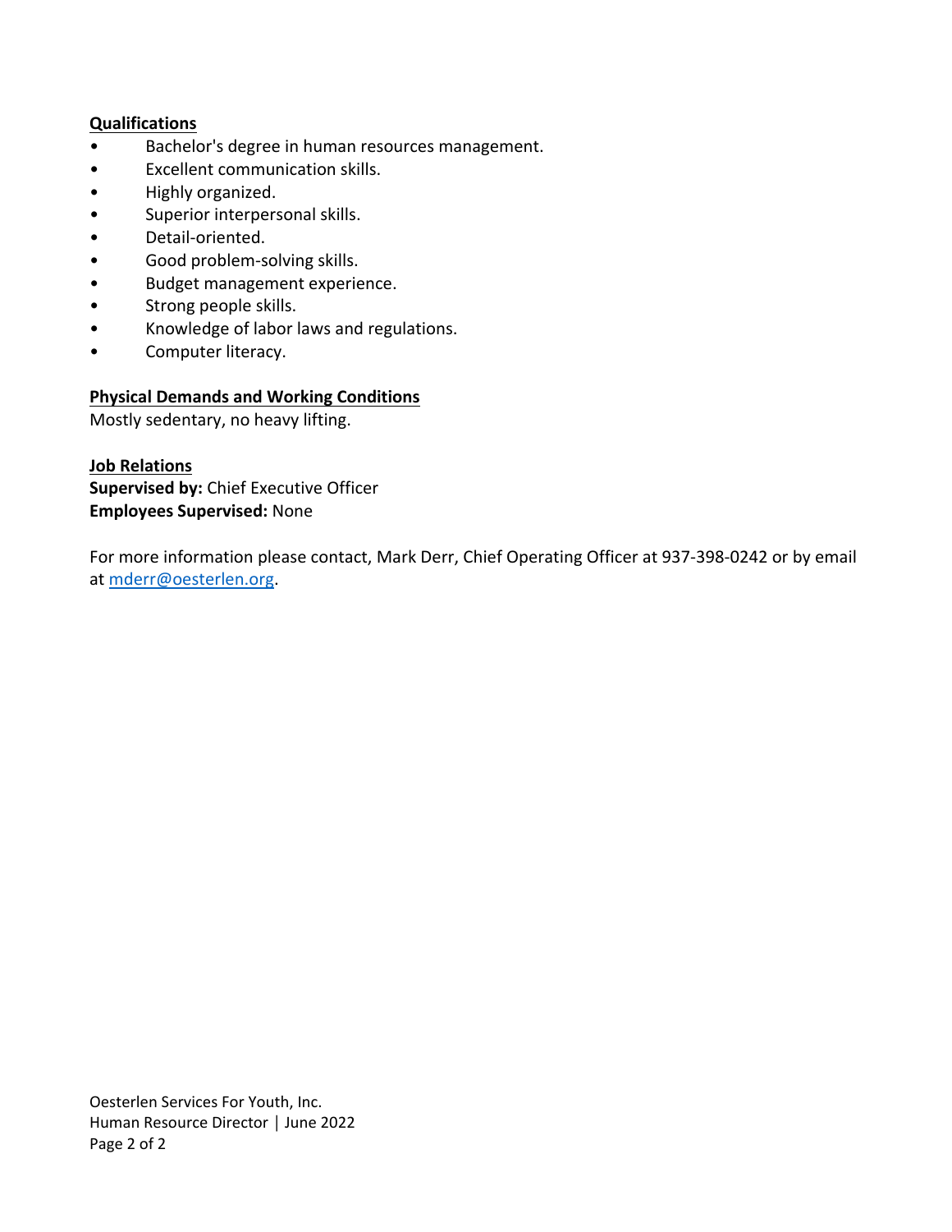## Qualifications

- Bachelor's degree in human resources management.
- Excellent communication skills.
- Highly organized.
- Superior interpersonal skills.
- Detail-oriented.
- Good problem-solving skills.
- Budget management experience.
- Strong people skills.
- Knowledge of labor laws and regulations.
- Computer literacy.

## Physical Demands and Working Conditions

Mostly sedentary, no heavy lifting.

## Job Relations

**Supervised by:** Chief Executive Officer
**Employees Supervised:** None

For more information please contact, Mark Derr, Chief Operating Officer at 937-398-0242 or by email at mderr@oesterlen.org.